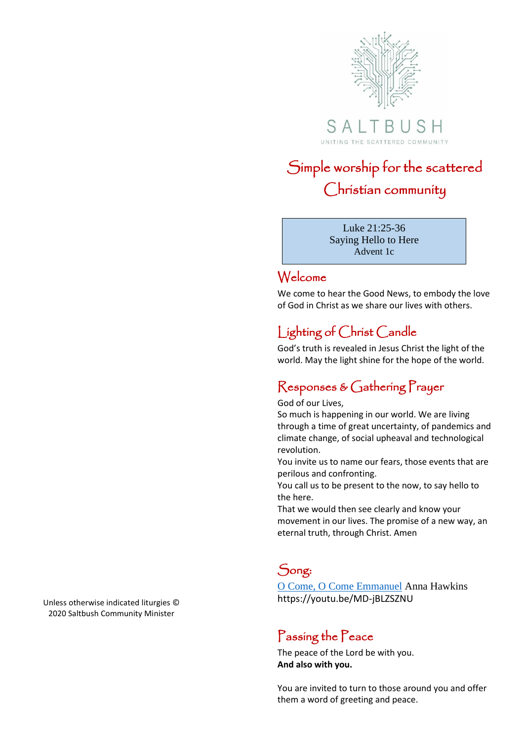SALTBUSH

UNITING THE SCATTERED COMMUNITY

# Simple worship for the scattered Christian community

Luke 21:25-36
Saying Hello to Here
Advent 1c

## Welcome

We come to hear the Good News, to embody the love of God in Christ as we share our lives with others.

## Lighting of Christ Candle

God's truth is revealed in Jesus Christ the light of the world. May the light shine for the hope of the world.

## Responses & Gathering Prayer

God of our Lives,
So much is happening in our world. We are living through a time of great uncertainty, of pandemics and climate change, of social upheaval and technological revolution.
You invite us to name our fears, those events that are perilous and confronting.
You call us to be present to the now, to say hello to the here.
That we would then see clearly and know your movement in our lives. The promise of a new way, an eternal truth, through Christ. Amen

## Song:

[O Come, O Come Emmanuel](https://youtu.be/MD-jBLZSZNU) Anna Hawkins
https://youtu.be/MD-jBLZSZNU

## Passing the Peace

The peace of the Lord be with you.
**And also with you.**

You are invited to turn to those around you and offer them a word of greeting and peace.

Unless otherwise indicated liturgies © 2020 Saltbush Community Minister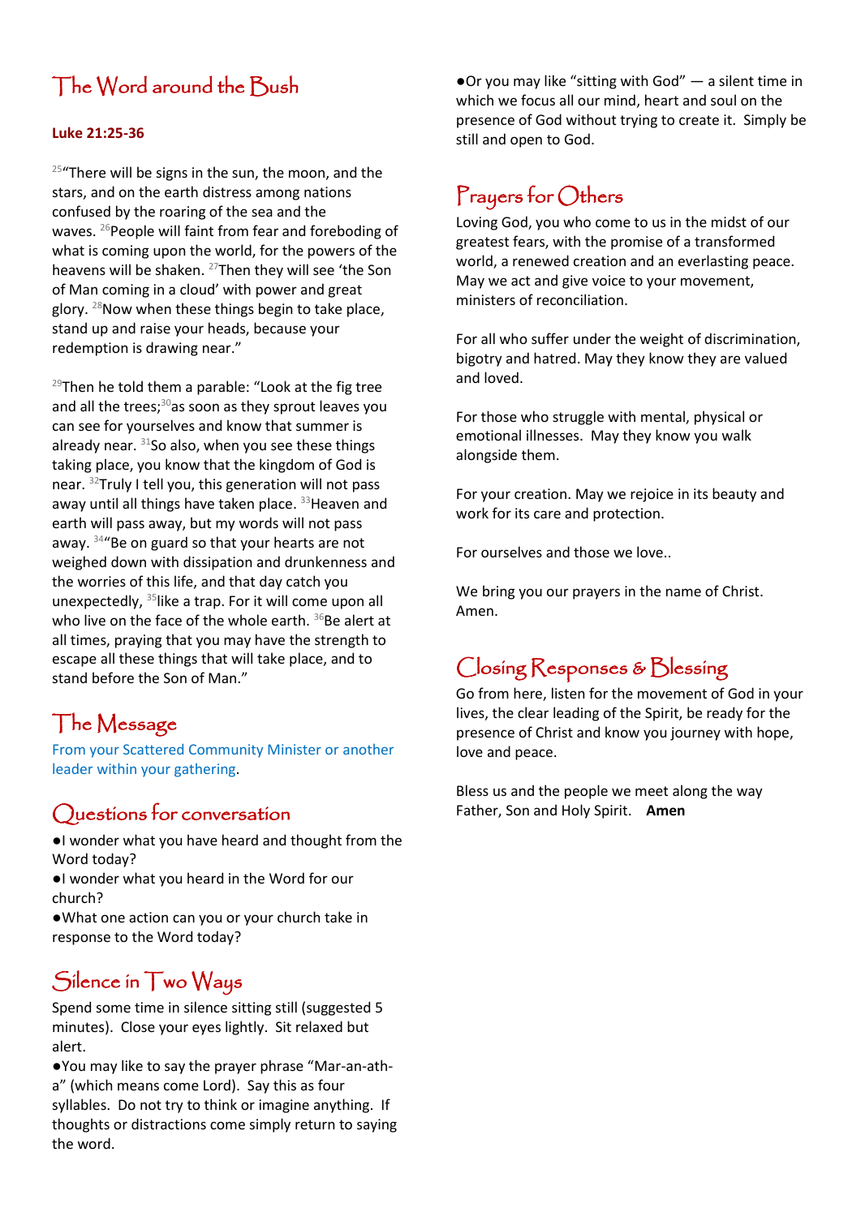## The Word around the Bush

**Luke 21:25-36**

[25]"There will be signs in the sun, the moon, and the stars, and on the earth distress among nations confused by the roaring of the sea and the waves. [26]People will faint from fear and foreboding of what is coming upon the world, for the powers of the heavens will be shaken. [27]Then they will see 'the Son of Man coming in a cloud' with power and great glory. [28]Now when these things begin to take place, stand up and raise your heads, because your redemption is drawing near."

[29]Then he told them a parable: "Look at the fig tree and all the trees;[30]as soon as they sprout leaves you can see for yourselves and know that summer is already near. [31]So also, when you see these things taking place, you know that the kingdom of God is near. [32]Truly I tell you, this generation will not pass away until all things have taken place. [33]Heaven and earth will pass away, but my words will not pass away. [34]"Be on guard so that your hearts are not weighed down with dissipation and drunkenness and the worries of this life, and that day catch you unexpectedly, [35]like a trap. For it will come upon all who live on the face of the whole earth. [36]Be alert at all times, praying that you may have the strength to escape all these things that will take place, and to stand before the Son of Man."

## The Message

From your Scattered Community Minister or another leader within your gathering.

## Questions for conversation

- I wonder what you have heard and thought from the Word today?
- I wonder what you heard in the Word for our church?
- What one action can you or your church take in response to the Word today?

## Silence in Two Ways

Spend some time in silence sitting still (suggested 5 minutes). Close your eyes lightly. Sit relaxed but alert.

- You may like to say the prayer phrase "Mar-an-ath-a" (which means come Lord). Say this as four syllables. Do not try to think or imagine anything. If thoughts or distractions come simply return to saying the word.
- Or you may like "sitting with God" — a silent time in which we focus all our mind, heart and soul on the presence of God without trying to create it. Simply be still and open to God.

## Prayers for Others

Loving God, you who come to us in the midst of our greatest fears, with the promise of a transformed world, a renewed creation and an everlasting peace. May we act and give voice to your movement, ministers of reconciliation.

For all who suffer under the weight of discrimination, bigotry and hatred. May they know they are valued and loved.

For those who struggle with mental, physical or emotional illnesses. May they know you walk alongside them.

For your creation. May we rejoice in its beauty and work for its care and protection.

For ourselves and those we love..

We bring you our prayers in the name of Christ. Amen.

## Closing Responses & Blessing

Go from here, listen for the movement of God in your lives, the clear leading of the Spirit, be ready for the presence of Christ and know you journey with hope, love and peace.

Bless us and the people we meet along the way
Father, Son and Holy Spirit. **Amen**